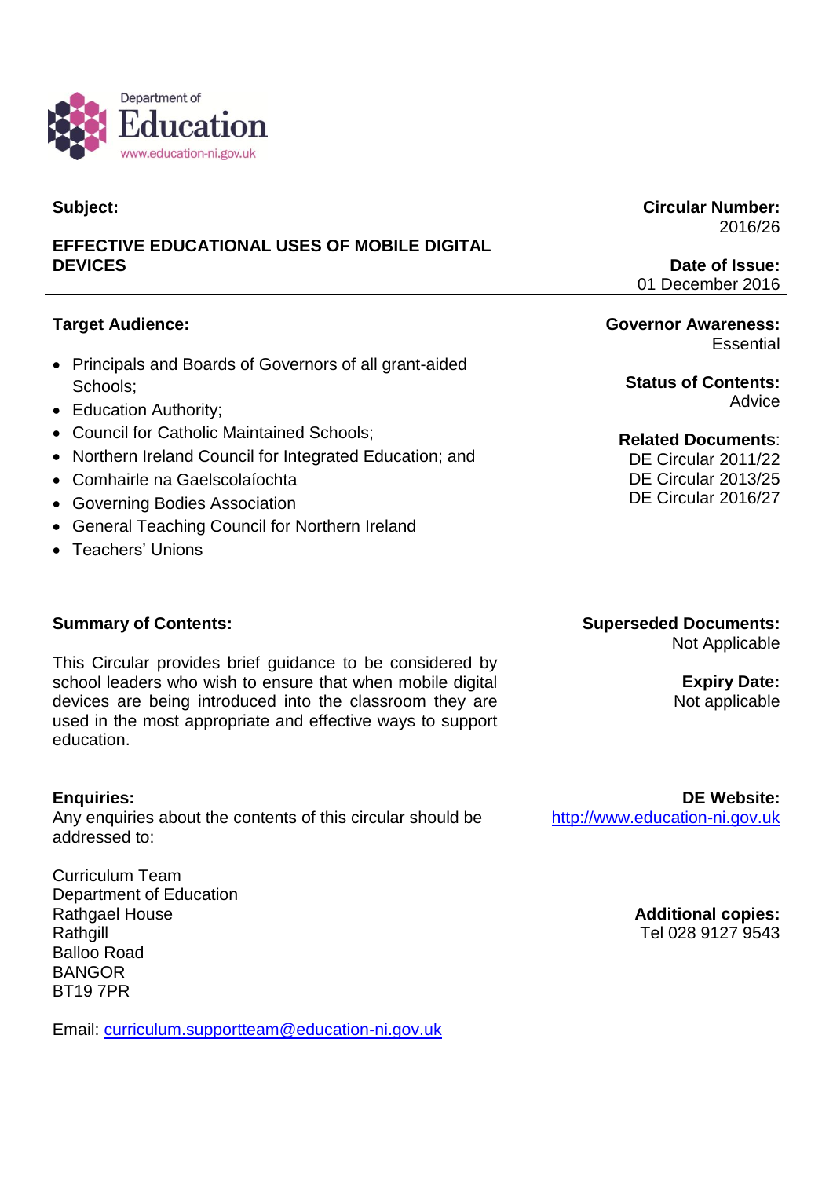Department of
Education
www.education-ni.gov.uk

**Subject:**

**EFFECTIVE EDUCATIONAL USES OF MOBILE DIGITAL DEVICES**

**Circular Number:**
2016/26

**Date of Issue:**
01 December 2016

---

**Target Audience:**

- Principals and Boards of Governors of all grant-aided Schools;
- Education Authority;
- Council for Catholic Maintained Schools;
- Northern Ireland Council for Integrated Education; and
- Comhairle na Gaelscolaíochta
- Governing Bodies Association
- General Teaching Council for Northern Ireland
- Teachers' Unions

**Governor Awareness:**
Essential

**Status of Contents:**
Advice

**Related Documents**:
DE Circular 2011/22
DE Circular 2013/25
DE Circular 2016/27

**Summary of Contents:**

This Circular provides brief guidance to be considered by school leaders who wish to ensure that when mobile digital devices are being introduced into the classroom they are used in the most appropriate and effective ways to support education.

**Superseded Documents:**
Not Applicable

**Expiry Date:**
Not applicable

**Enquiries:**
Any enquiries about the contents of this circular should be addressed to:

Curriculum Team
Department of Education
Rathgael House
Rathgill
Balloo Road
BANGOR
BT19 7PR

Email: curriculum.supportteam@education-ni.gov.uk

**DE Website:**
http://www.education-ni.gov.uk

**Additional copies:**
Tel 028 9127 9543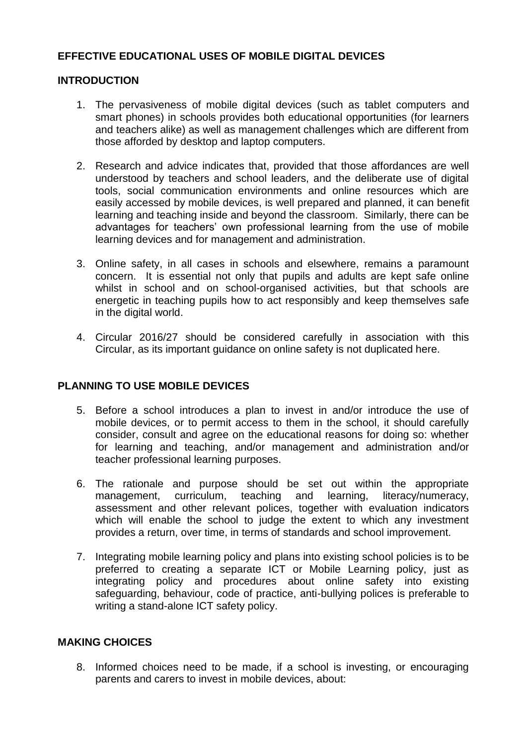**EFFECTIVE EDUCATIONAL USES OF MOBILE DIGITAL DEVICES**

**INTRODUCTION**

1. The pervasiveness of mobile digital devices (such as tablet computers and smart phones) in schools provides both educational opportunities (for learners and teachers alike) as well as management challenges which are different from those afforded by desktop and laptop computers.

2. Research and advice indicates that, provided that those affordances are well understood by teachers and school leaders, and the deliberate use of digital tools, social communication environments and online resources which are easily accessed by mobile devices, is well prepared and planned, it can benefit learning and teaching inside and beyond the classroom. Similarly, there can be advantages for teachers' own professional learning from the use of mobile learning devices and for management and administration.

3. Online safety, in all cases in schools and elsewhere, remains a paramount concern. It is essential not only that pupils and adults are kept safe online whilst in school and on school-organised activities, but that schools are energetic in teaching pupils how to act responsibly and keep themselves safe in the digital world.

4. Circular 2016/27 should be considered carefully in association with this Circular, as its important guidance on online safety is not duplicated here.

**PLANNING TO USE MOBILE DEVICES**

5. Before a school introduces a plan to invest in and/or introduce the use of mobile devices, or to permit access to them in the school, it should carefully consider, consult and agree on the educational reasons for doing so: whether for learning and teaching, and/or management and administration and/or teacher professional learning purposes.

6. The rationale and purpose should be set out within the appropriate management, curriculum, teaching and learning, literacy/numeracy, assessment and other relevant polices, together with evaluation indicators which will enable the school to judge the extent to which any investment provides a return, over time, in terms of standards and school improvement.

7. Integrating mobile learning policy and plans into existing school policies is to be preferred to creating a separate ICT or Mobile Learning policy, just as integrating policy and procedures about online safety into existing safeguarding, behaviour, code of practice, anti-bullying polices is preferable to writing a stand-alone ICT safety policy.

**MAKING CHOICES**

8. Informed choices need to be made, if a school is investing, or encouraging parents and carers to invest in mobile devices, about: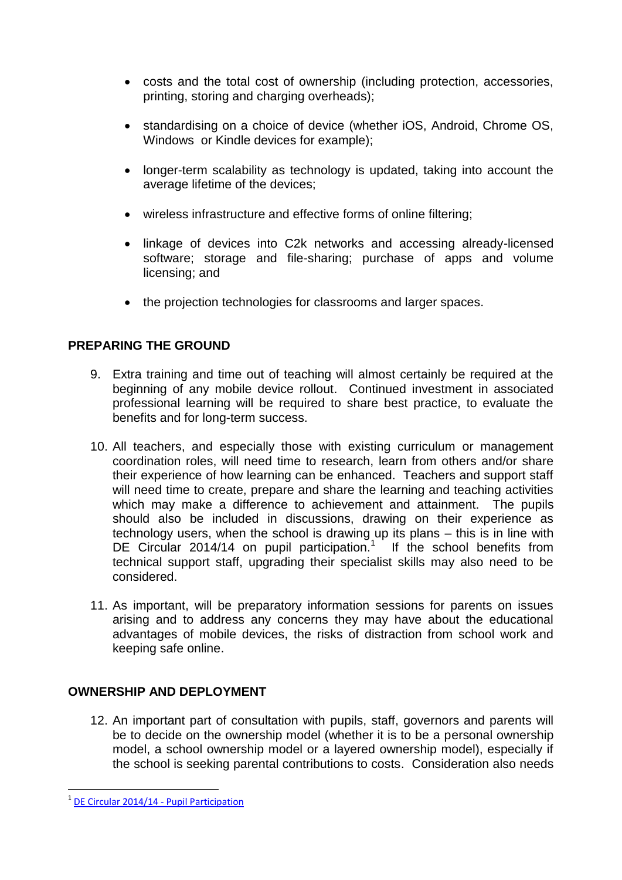- costs and the total cost of ownership (including protection, accessories, printing, storing and charging overheads);

- standardising on a choice of device (whether iOS, Android, Chrome OS, Windows or Kindle devices for example);

- longer-term scalability as technology is updated, taking into account the average lifetime of the devices;

- wireless infrastructure and effective forms of online filtering;

- linkage of devices into C2k networks and accessing already-licensed software; storage and file-sharing; purchase of apps and volume licensing; and

- the projection technologies for classrooms and larger spaces.

## PREPARING THE GROUND

9. Extra training and time out of teaching will almost certainly be required at the beginning of any mobile device rollout. Continued investment in associated professional learning will be required to share best practice, to evaluate the benefits and for long-term success.

10. All teachers, and especially those with existing curriculum or management coordination roles, will need time to research, learn from others and/or share their experience of how learning can be enhanced. Teachers and support staff will need time to create, prepare and share the learning and teaching activities which may make a difference to achievement and attainment. The pupils should also be included in discussions, drawing on their experience as technology users, when the school is drawing up its plans – this is in line with DE Circular 2014/14 on pupil participation.[1] If the school benefits from technical support staff, upgrading their specialist skills may also need to be considered.

11. As important, will be preparatory information sessions for parents on issues arising and to address any concerns they may have about the educational advantages of mobile devices, the risks of distraction from school work and keeping safe online.

## OWNERSHIP AND DEPLOYMENT

12. An important part of consultation with pupils, staff, governors and parents will be to decide on the ownership model (whether it is to be a personal ownership model, a school ownership model or a layered ownership model), especially if the school is seeking parental contributions to costs. Consideration also needs

---

[1] DE Circular 2014/14 - Pupil Participation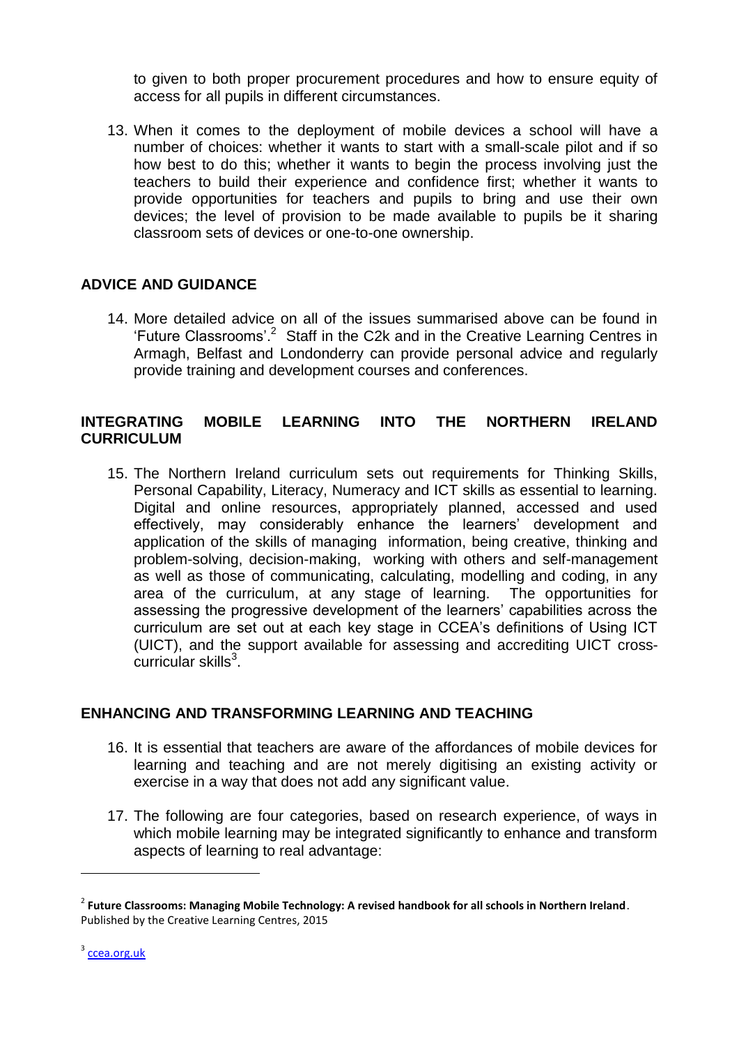to given to both proper procurement procedures and how to ensure equity of access for all pupils in different circumstances.

13. When it comes to the deployment of mobile devices a school will have a number of choices: whether it wants to start with a small-scale pilot and if so how best to do this; whether it wants to begin the process involving just the teachers to build their experience and confidence first; whether it wants to provide opportunities for teachers and pupils to bring and use their own devices; the level of provision to be made available to pupils be it sharing classroom sets of devices or one-to-one ownership.

## ADVICE AND GUIDANCE

14. More detailed advice on all of the issues summarised above can be found in 'Future Classrooms'.[2] Staff in the C2k and in the Creative Learning Centres in Armagh, Belfast and Londonderry can provide personal advice and regularly provide training and development courses and conferences.

## INTEGRATING MOBILE LEARNING INTO THE NORTHERN IRELAND CURRICULUM

15. The Northern Ireland curriculum sets out requirements for Thinking Skills, Personal Capability, Literacy, Numeracy and ICT skills as essential to learning. Digital and online resources, appropriately planned, accessed and used effectively, may considerably enhance the learners' development and application of the skills of managing information, being creative, thinking and problem-solving, decision-making, working with others and self-management as well as those of communicating, calculating, modelling and coding, in any area of the curriculum, at any stage of learning. The opportunities for assessing the progressive development of the learners' capabilities across the curriculum are set out at each key stage in CCEA's definitions of Using ICT (UICT), and the support available for assessing and accrediting UICT cross-curricular skills[3].

## ENHANCING AND TRANSFORMING LEARNING AND TEACHING

16. It is essential that teachers are aware of the affordances of mobile devices for learning and teaching and are not merely digitising an existing activity or exercise in a way that does not add any significant value.

17. The following are four categories, based on research experience, of ways in which mobile learning may be integrated significantly to enhance and transform aspects of learning to real advantage:

---

[2] **Future Classrooms: Managing Mobile Technology: A revised handbook for all schools in Northern Ireland**. Published by the Creative Learning Centres, 2015

[3] ccea.org.uk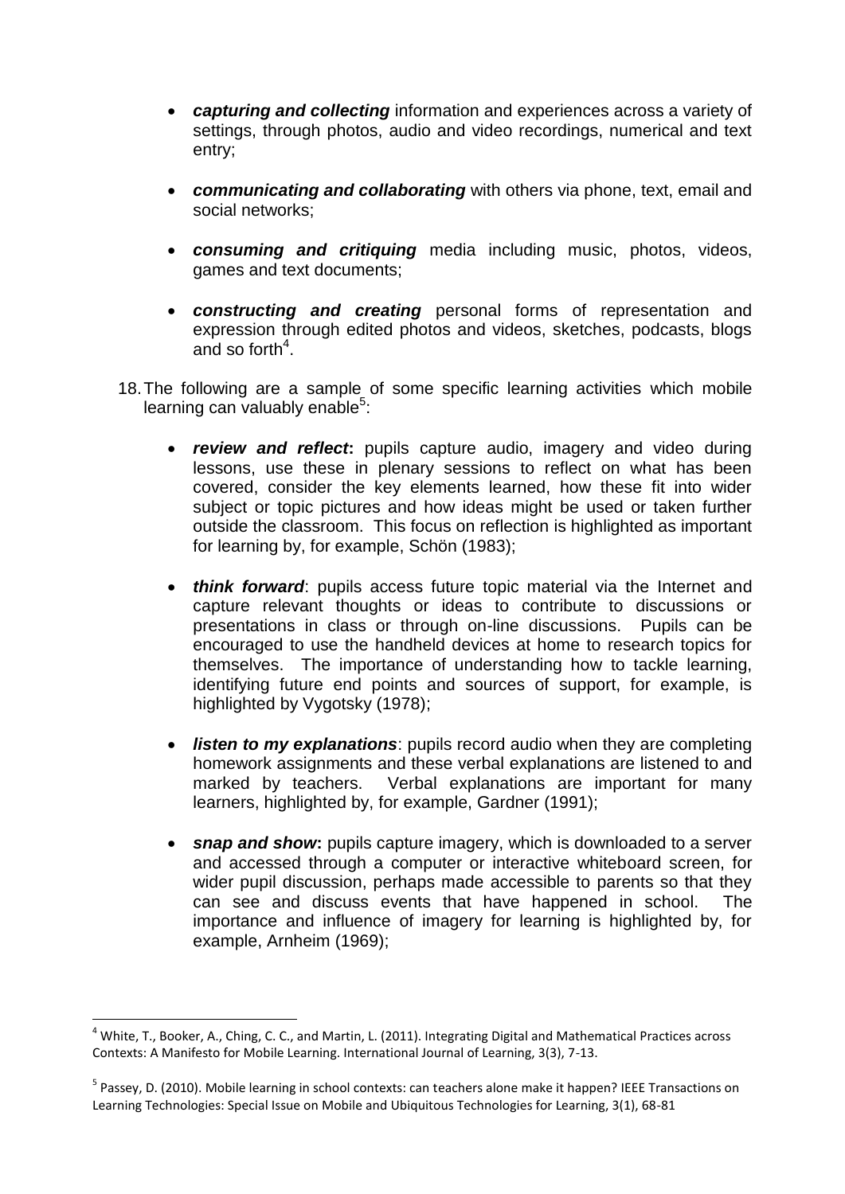- ***capturing and collecting*** information and experiences across a variety of settings, through photos, audio and video recordings, numerical and text entry;

- ***communicating and collaborating*** with others via phone, text, email and social networks;

- ***consuming and critiquing*** media including music, photos, videos, games and text documents;

- ***constructing and creating*** personal forms of representation and expression through edited photos and videos, sketches, podcasts, blogs and so forth[4].

18. The following are a sample of some specific learning activities which mobile learning can valuably enable[5]:

    - ***review and reflect*****:** pupils capture audio, imagery and video during lessons, use these in plenary sessions to reflect on what has been covered, consider the key elements learned, how these fit into wider subject or topic pictures and how ideas might be used or taken further outside the classroom. This focus on reflection is highlighted as important for learning by, for example, Schön (1983);

    - ***think forward***: pupils access future topic material via the Internet and capture relevant thoughts or ideas to contribute to discussions or presentations in class or through on-line discussions. Pupils can be encouraged to use the handheld devices at home to research topics for themselves. The importance of understanding how to tackle learning, identifying future end points and sources of support, for example, is highlighted by Vygotsky (1978);

    - ***listen to my explanations***: pupils record audio when they are completing homework assignments and these verbal explanations are listened to and marked by teachers. Verbal explanations are important for many learners, highlighted by, for example, Gardner (1991);

    - ***snap and show*****:** pupils capture imagery, which is downloaded to a server and accessed through a computer or interactive whiteboard screen, for wider pupil discussion, perhaps made accessible to parents so that they can see and discuss events that have happened in school. The importance and influence of imagery for learning is highlighted by, for example, Arnheim (1969);

---

[4] White, T., Booker, A., Ching, C. C., and Martin, L. (2011). Integrating Digital and Mathematical Practices across Contexts: A Manifesto for Mobile Learning. International Journal of Learning, 3(3), 7-13.

[5] Passey, D. (2010). Mobile learning in school contexts: can teachers alone make it happen? IEEE Transactions on Learning Technologies: Special Issue on Mobile and Ubiquitous Technologies for Learning, 3(1), 68-81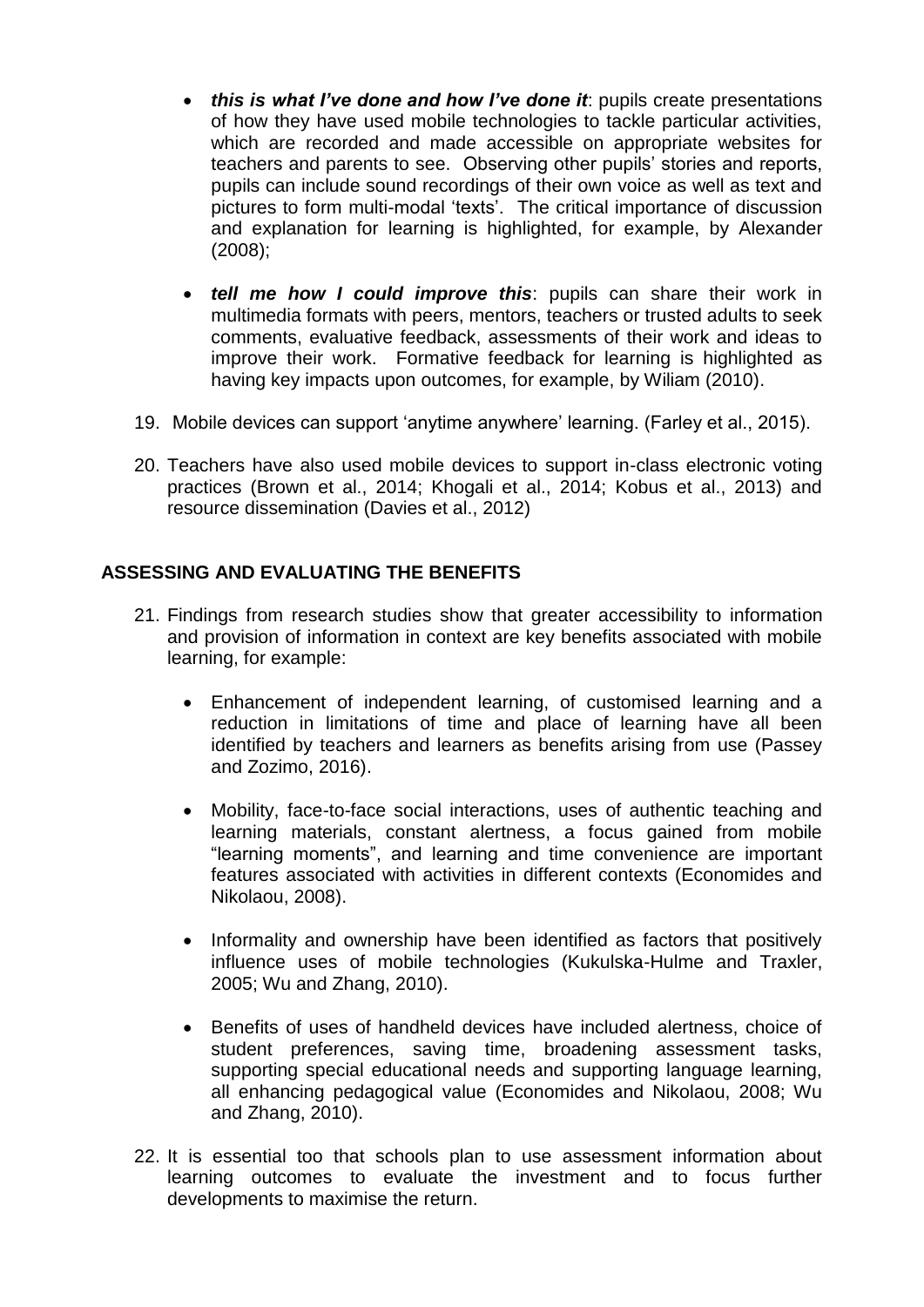- ***this is what I've done and how I've done it***: pupils create presentations of how they have used mobile technologies to tackle particular activities, which are recorded and made accessible on appropriate websites for teachers and parents to see. Observing other pupils' stories and reports, pupils can include sound recordings of their own voice as well as text and pictures to form multi-modal 'texts'. The critical importance of discussion and explanation for learning is highlighted, for example, by Alexander (2008);

- ***tell me how I could improve this***: pupils can share their work in multimedia formats with peers, mentors, teachers or trusted adults to seek comments, evaluative feedback, assessments of their work and ideas to improve their work. Formative feedback for learning is highlighted as having key impacts upon outcomes, for example, by Wiliam (2010).

19. Mobile devices can support 'anytime anywhere' learning. (Farley et al., 2015).

20. Teachers have also used mobile devices to support in-class electronic voting practices (Brown et al., 2014; Khogali et al., 2014; Kobus et al., 2013) and resource dissemination (Davies et al., 2012)

## ASSESSING AND EVALUATING THE BENEFITS

21. Findings from research studies show that greater accessibility to information and provision of information in context are key benefits associated with mobile learning, for example:

    - Enhancement of independent learning, of customised learning and a reduction in limitations of time and place of learning have all been identified by teachers and learners as benefits arising from use (Passey and Zozimo, 2016).

    - Mobility, face-to-face social interactions, uses of authentic teaching and learning materials, constant alertness, a focus gained from mobile "learning moments", and learning and time convenience are important features associated with activities in different contexts (Economides and Nikolaou, 2008).

    - Informality and ownership have been identified as factors that positively influence uses of mobile technologies (Kukulska-Hulme and Traxler, 2005; Wu and Zhang, 2010).

    - Benefits of uses of handheld devices have included alertness, choice of student preferences, saving time, broadening assessment tasks, supporting special educational needs and supporting language learning, all enhancing pedagogical value (Economides and Nikolaou, 2008; Wu and Zhang, 2010).

22. It is essential too that schools plan to use assessment information about learning outcomes to evaluate the investment and to focus further developments to maximise the return.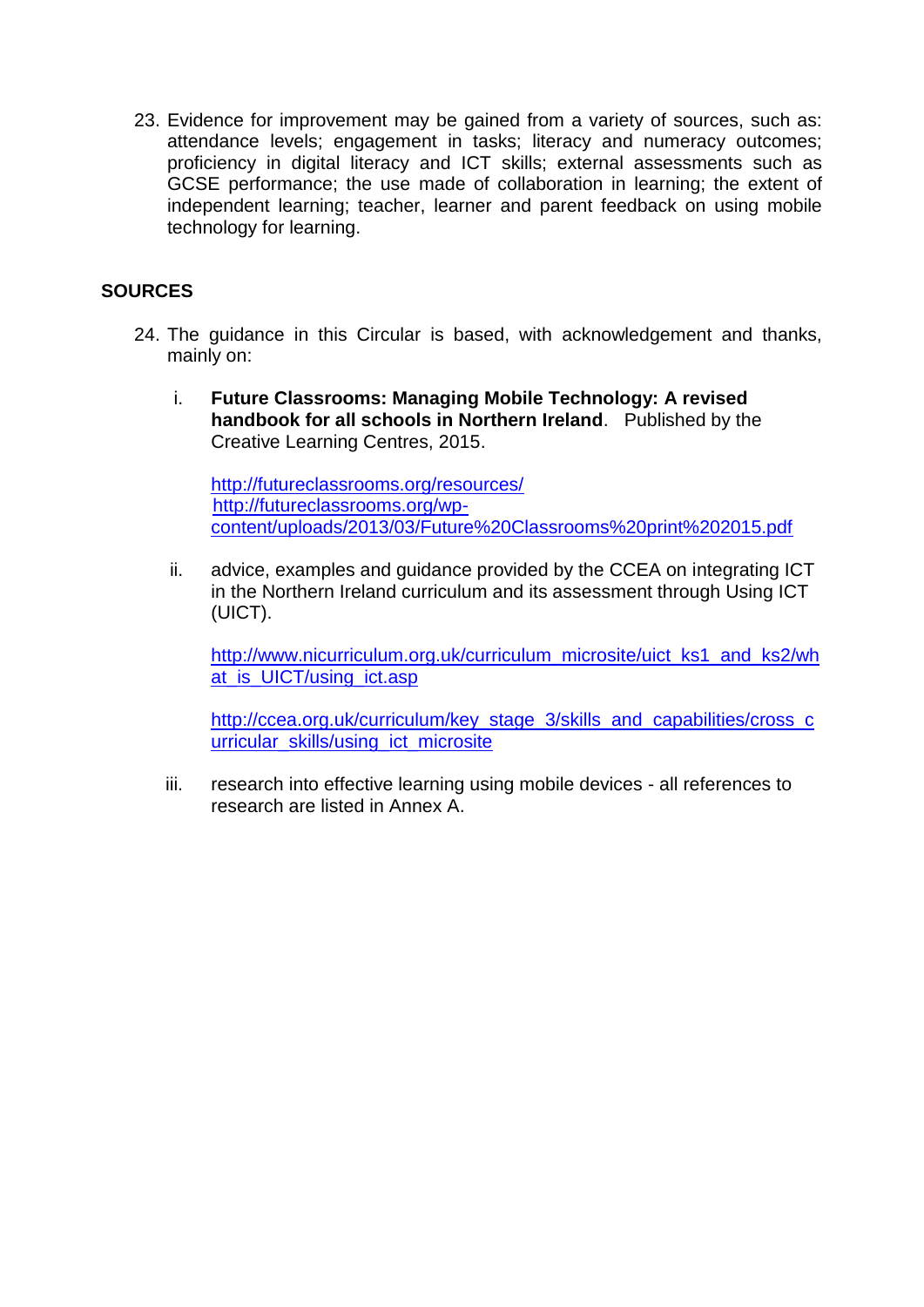23. Evidence for improvement may be gained from a variety of sources, such as: attendance levels; engagement in tasks; literacy and numeracy outcomes; proficiency in digital literacy and ICT skills; external assessments such as GCSE performance; the use made of collaboration in learning; the extent of independent learning; teacher, learner and parent feedback on using mobile technology for learning.

## SOURCES

24. The guidance in this Circular is based, with acknowledgement and thanks, mainly on:

    i. **Future Classrooms: Managing Mobile Technology: A revised handbook for all schools in Northern Ireland**. Published by the Creative Learning Centres, 2015.

       http://futureclassrooms.org/resources/
       http://futureclassrooms.org/wp-content/uploads/2013/03/Future%20Classrooms%20print%202015.pdf

    ii. advice, examples and guidance provided by the CCEA on integrating ICT in the Northern Ireland curriculum and its assessment through Using ICT (UICT).

       http://www.nicurriculum.org.uk/curriculum_microsite/uict_ks1_and_ks2/what_is_UICT/using_ict.asp

       http://ccea.org.uk/curriculum/key_stage_3/skills_and_capabilities/cross_curricular_skills/using_ict_microsite

    iii. research into effective learning using mobile devices - all references to research are listed in Annex A.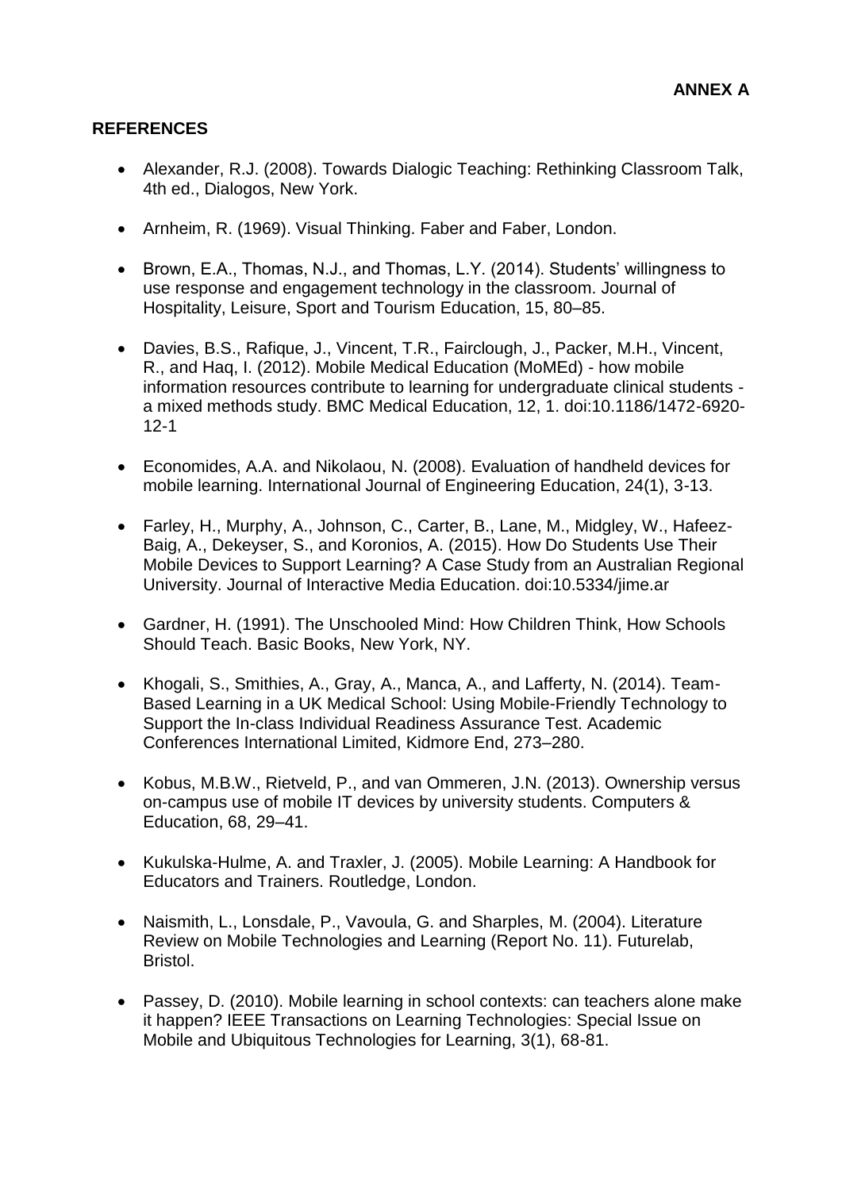**ANNEX A**

## REFERENCES

- Alexander, R.J. (2008). Towards Dialogic Teaching: Rethinking Classroom Talk, 4th ed., Dialogos, New York.

- Arnheim, R. (1969). Visual Thinking. Faber and Faber, London.

- Brown, E.A., Thomas, N.J., and Thomas, L.Y. (2014). Students' willingness to use response and engagement technology in the classroom. Journal of Hospitality, Leisure, Sport and Tourism Education, 15, 80–85.

- Davies, B.S., Rafique, J., Vincent, T.R., Fairclough, J., Packer, M.H., Vincent, R., and Haq, I. (2012). Mobile Medical Education (MoMEd) - how mobile information resources contribute to learning for undergraduate clinical students - a mixed methods study. BMC Medical Education, 12, 1. doi:10.1186/1472-6920-12-1

- Economides, A.A. and Nikolaou, N. (2008). Evaluation of handheld devices for mobile learning. International Journal of Engineering Education, 24(1), 3-13.

- Farley, H., Murphy, A., Johnson, C., Carter, B., Lane, M., Midgley, W., Hafeez-Baig, A., Dekeyser, S., and Koronios, A. (2015). How Do Students Use Their Mobile Devices to Support Learning? A Case Study from an Australian Regional University. Journal of Interactive Media Education. doi:10.5334/jime.ar

- Gardner, H. (1991). The Unschooled Mind: How Children Think, How Schools Should Teach. Basic Books, New York, NY.

- Khogali, S., Smithies, A., Gray, A., Manca, A., and Lafferty, N. (2014). Team-Based Learning in a UK Medical School: Using Mobile-Friendly Technology to Support the In-class Individual Readiness Assurance Test. Academic Conferences International Limited, Kidmore End, 273–280.

- Kobus, M.B.W., Rietveld, P., and van Ommeren, J.N. (2013). Ownership versus on-campus use of mobile IT devices by university students. Computers & Education, 68, 29–41.

- Kukulska-Hulme, A. and Traxler, J. (2005). Mobile Learning: A Handbook for Educators and Trainers. Routledge, London.

- Naismith, L., Lonsdale, P., Vavoula, G. and Sharples, M. (2004). Literature Review on Mobile Technologies and Learning (Report No. 11). Futurelab, Bristol.

- Passey, D. (2010). Mobile learning in school contexts: can teachers alone make it happen? IEEE Transactions on Learning Technologies: Special Issue on Mobile and Ubiquitous Technologies for Learning, 3(1), 68-81.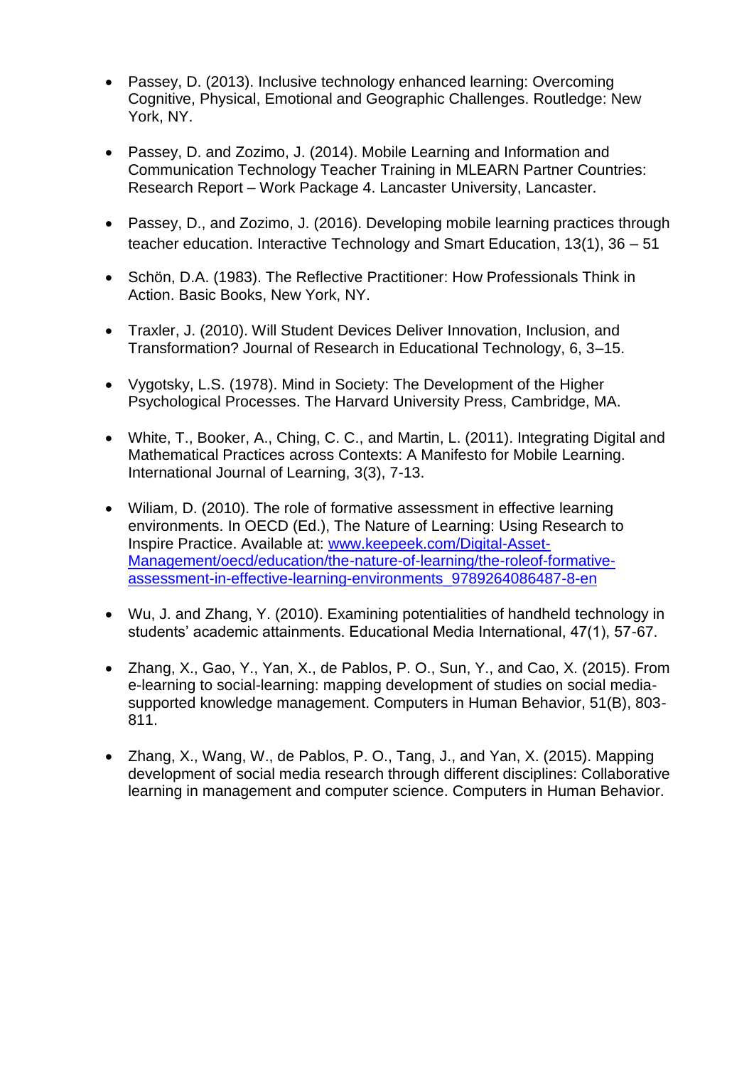- Passey, D. (2013). Inclusive technology enhanced learning: Overcoming Cognitive, Physical, Emotional and Geographic Challenges. Routledge: New York, NY.

- Passey, D. and Zozimo, J. (2014). Mobile Learning and Information and Communication Technology Teacher Training in MLEARN Partner Countries: Research Report – Work Package 4. Lancaster University, Lancaster.

- Passey, D., and Zozimo, J. (2016). Developing mobile learning practices through teacher education. Interactive Technology and Smart Education, 13(1), 36 – 51

- Schön, D.A. (1983). The Reflective Practitioner: How Professionals Think in Action. Basic Books, New York, NY.

- Traxler, J. (2010). Will Student Devices Deliver Innovation, Inclusion, and Transformation? Journal of Research in Educational Technology, 6, 3–15.

- Vygotsky, L.S. (1978). Mind in Society: The Development of the Higher Psychological Processes. The Harvard University Press, Cambridge, MA.

- White, T., Booker, A., Ching, C. C., and Martin, L. (2011). Integrating Digital and Mathematical Practices across Contexts: A Manifesto for Mobile Learning. International Journal of Learning, 3(3), 7-13.

- Wiliam, D. (2010). The role of formative assessment in effective learning environments. In OECD (Ed.), The Nature of Learning: Using Research to Inspire Practice. Available at: [www.keepeek.com/Digital-Asset-Management/oecd/education/the-nature-of-learning/the-roleof-formative-assessment-in-effective-learning-environments_9789264086487-8-en](www.keepeek.com/Digital-Asset-Management/oecd/education/the-nature-of-learning/the-roleof-formative-assessment-in-effective-learning-environments_9789264086487-8-en)

- Wu, J. and Zhang, Y. (2010). Examining potentialities of handheld technology in students' academic attainments. Educational Media International, 47(1), 57-67.

- Zhang, X., Gao, Y., Yan, X., de Pablos, P. O., Sun, Y., and Cao, X. (2015). From e-learning to social-learning: mapping development of studies on social media-supported knowledge management. Computers in Human Behavior, 51(B), 803-811.

- Zhang, X., Wang, W., de Pablos, P. O., Tang, J., and Yan, X. (2015). Mapping development of social media research through different disciplines: Collaborative learning in management and computer science. Computers in Human Behavior.